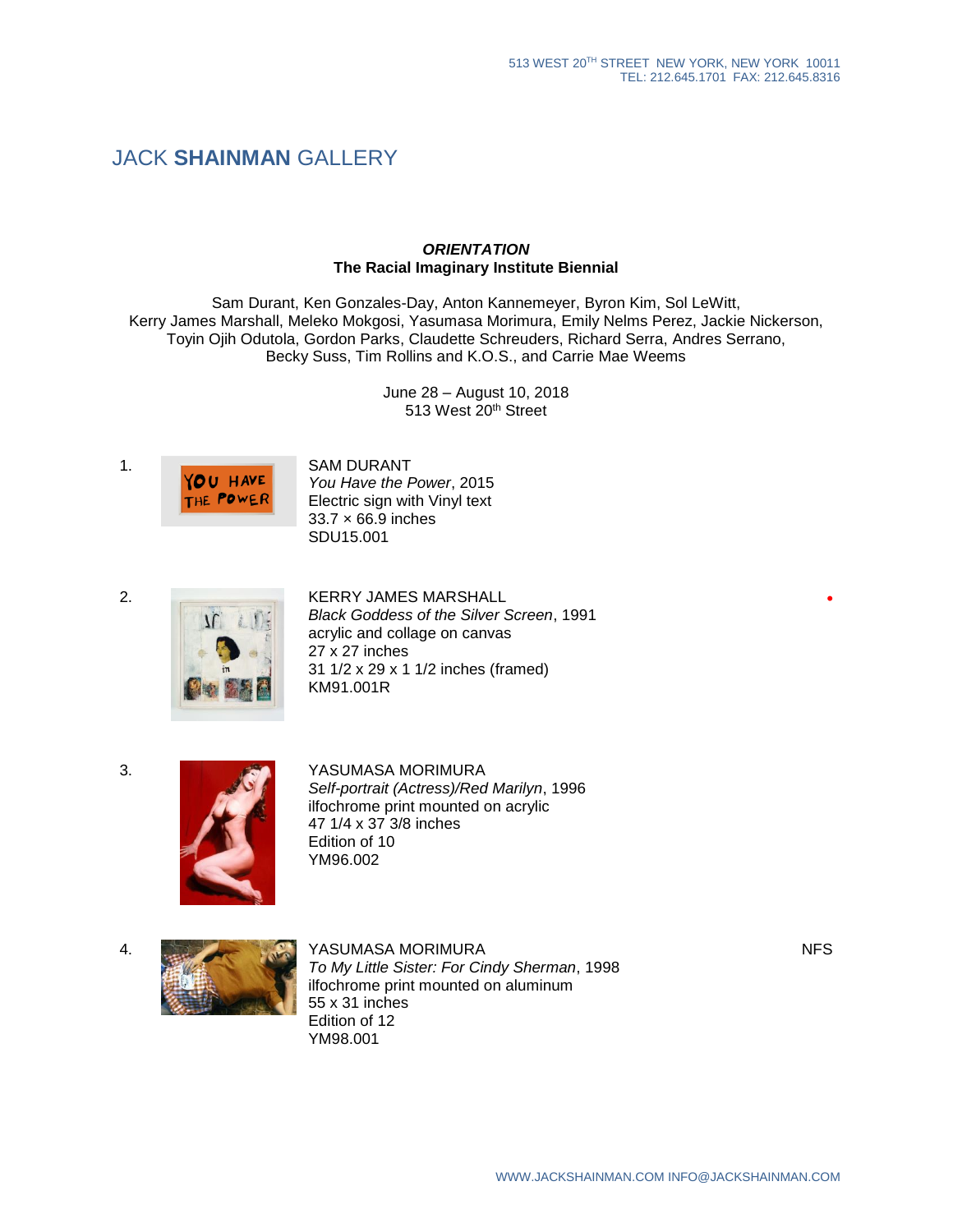513 WEST 20TH STREET NEW YORK, NEW YORK 10011
TEL: 212.645.1701 FAX: 212.645.8316

# JACK **SHAINMAN** GALLERY

***ORIENTATION***
**The Racial Imaginary Institute Biennial**

Sam Durant, Ken Gonzales-Day, Anton Kannemeyer, Byron Kim, Sol LeWitt, Kerry James Marshall, Meleko Mokgosi, Yasumasa Morimura, Emily Nelms Perez, Jackie Nickerson, Toyin Ojih Odutola, Gordon Parks, Claudette Schreuders, Richard Serra, Andres Serrano, Becky Suss, Tim Rollins and K.O.S., and Carrie Mae Weems

June 28 – August 10, 2018
513 West 20th Street

1. SAM DURANT
*You Have the Power*, 2015
Electric sign with Vinyl text
33.7 × 66.9 inches
SDU15.001

2. KERRY JAMES MARSHALL
*Black Goddess of the Silver Screen*, 1991
acrylic and collage on canvas
27 x 27 inches
31 1/2 x 29 x 1 1/2 inches (framed)
KM91.001R

3. YASUMASA MORIMURA
*Self-portrait (Actress)/Red Marilyn*, 1996
ilfochrome print mounted on acrylic
47 1/4 x 37 3/8 inches
Edition of 10
YM96.002

4. YASUMASA MORIMURA — NFS
*To My Little Sister: For Cindy Sherman*, 1998
ilfochrome print mounted on aluminum
55 x 31 inches
Edition of 12
YM98.001

WWW.JACKSHAINMAN.COM INFO@JACKSHAINMAN.COM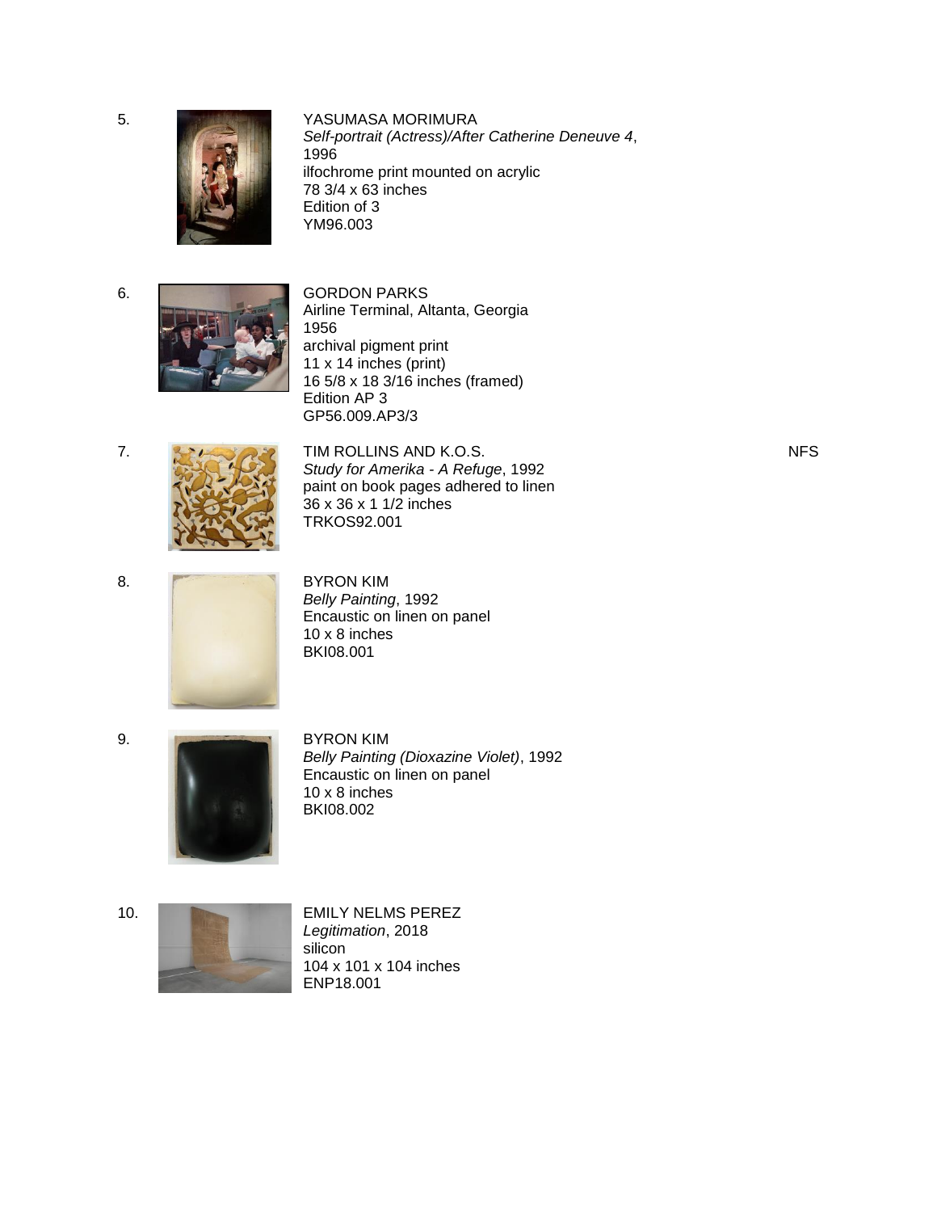5.

YASUMASA MORIMURA
*Self-portrait (Actress)/After Catherine Deneuve 4*,
1996
ilfochrome print mounted on acrylic
78 3/4 x 63 inches
Edition of 3
YM96.003

6.

GORDON PARKS
Airline Terminal, Altanta, Georgia
1956
archival pigment print
11 x 14 inches (print)
16 5/8 x 18 3/16 inches (framed)
Edition AP 3
GP56.009.AP3/3

7.

TIM ROLLINS AND K.O.S. — NFS
*Study for Amerika - A Refuge*, 1992
paint on book pages adhered to linen
36 x 36 x 1 1/2 inches
TRKOS92.001

8.

BYRON KIM
*Belly Painting*, 1992
Encaustic on linen on panel
10 x 8 inches
BKI08.001

9.

BYRON KIM
*Belly Painting (Dioxazine Violet)*, 1992
Encaustic on linen on panel
10 x 8 inches
BKI08.002

10.

EMILY NELMS PEREZ
*Legitimation*, 2018
silicon
104 x 101 x 104 inches
ENP18.001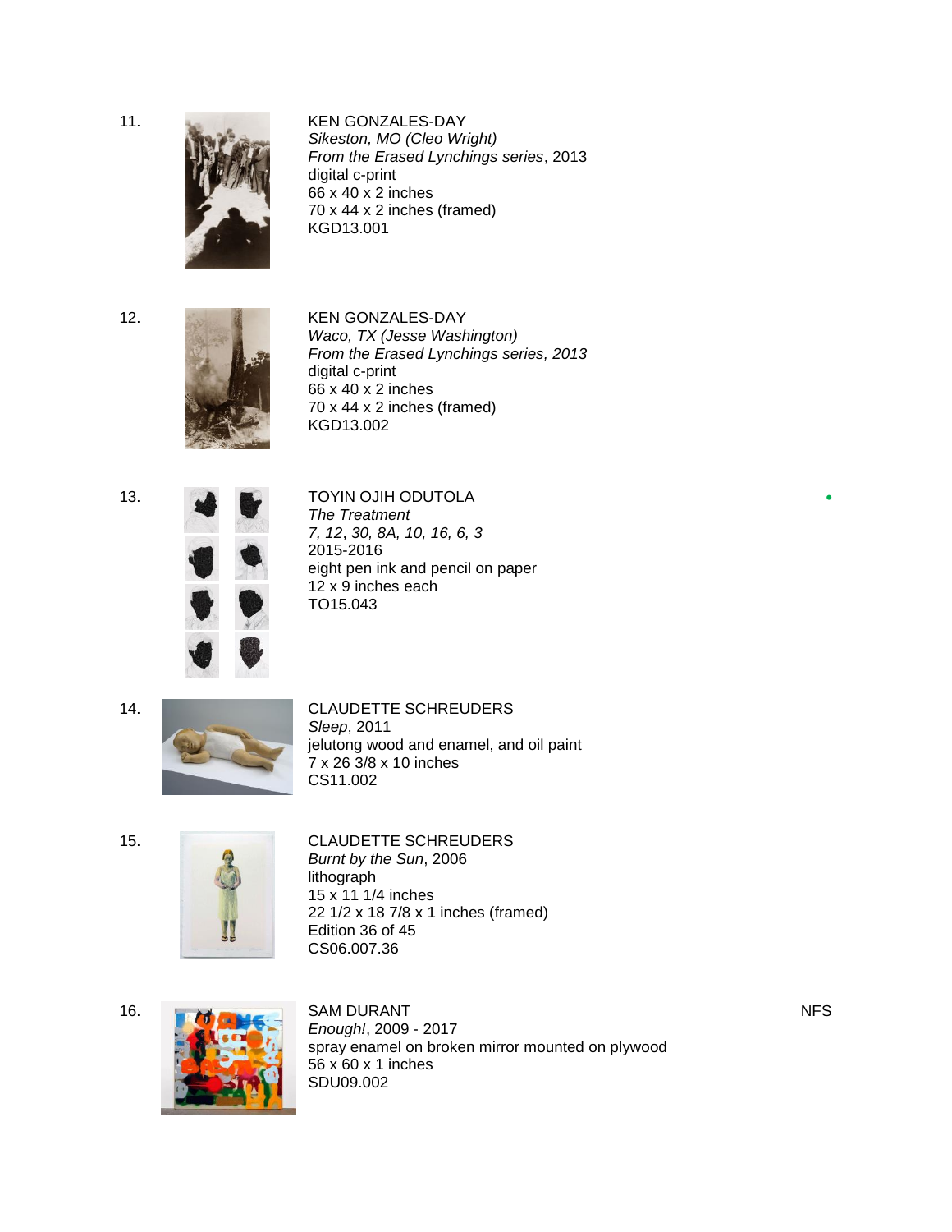11.

KEN GONZALES-DAY
*Sikeston, MO (Cleo Wright)*
*From the Erased Lynchings series*, 2013
digital c-print
66 x 40 x 2 inches
70 x 44 x 2 inches (framed)
KGD13.001

12.

KEN GONZALES-DAY
*Waco, TX (Jesse Washington)*
*From the Erased Lynchings series, 2013*
digital c-print
66 x 40 x 2 inches
70 x 44 x 2 inches (framed)
KGD13.002

13.

TOYIN OJIH ODUTOLA
*The Treatment*
*7, 12, 30, 8A, 10, 16, 6, 3*
2015-2016
eight pen ink and pencil on paper
12 x 9 inches each
TO15.043

14.

CLAUDETTE SCHREUDERS
*Sleep*, 2011
jelutong wood and enamel, and oil paint
7 x 26 3/8 x 10 inches
CS11.002

15.

CLAUDETTE SCHREUDERS
*Burnt by the Sun*, 2006
lithograph
15 x 11 1/4 inches
22 1/2 x 18 7/8 x 1 inches (framed)
Edition 36 of 45
CS06.007.36

16.

SAM DURANT
*Enough!*, 2009 - 2017
spray enamel on broken mirror mounted on plywood
56 x 60 x 1 inches
SDU09.002

NFS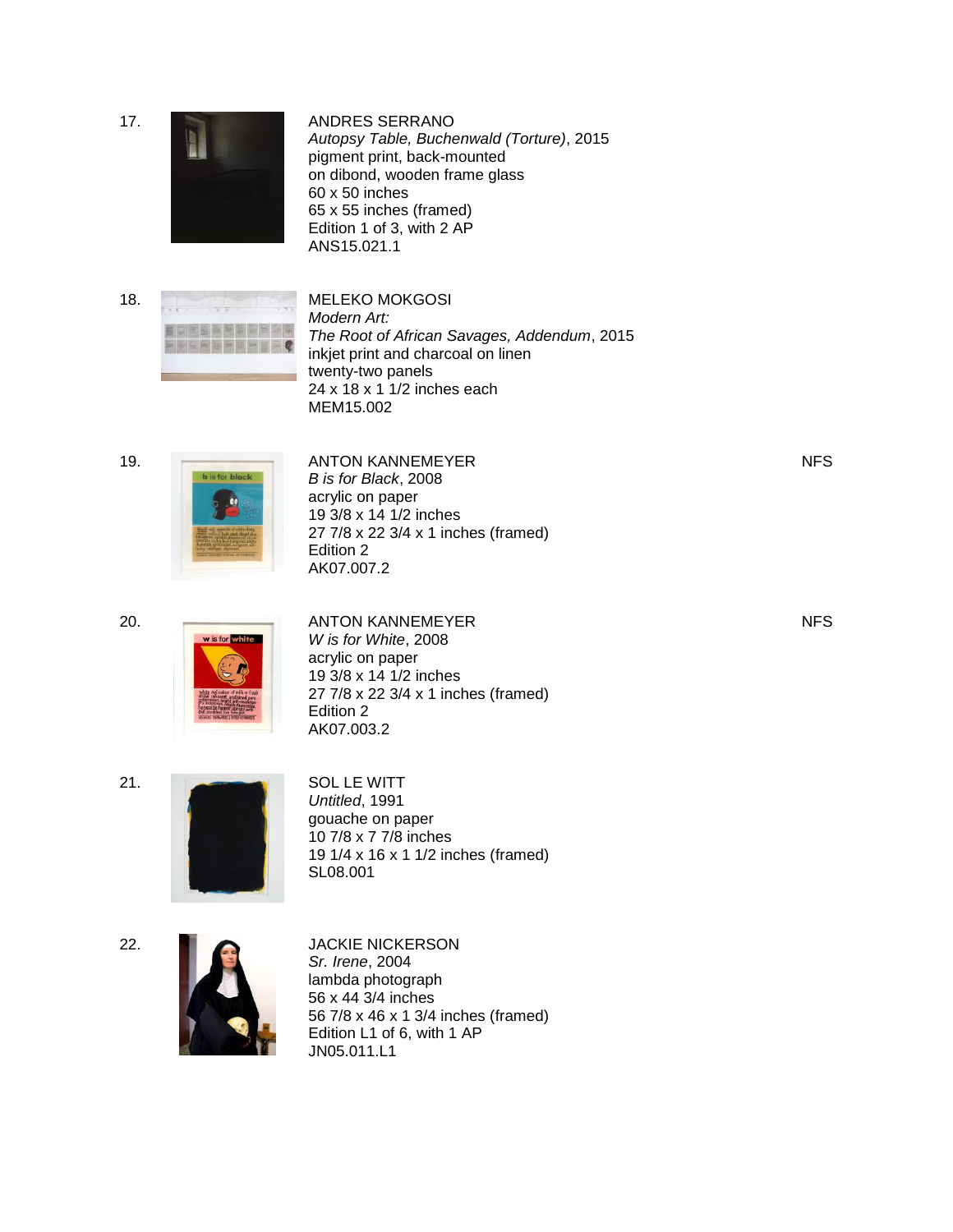17.

ANDRES SERRANO
*Autopsy Table, Buchenwald (Torture)*, 2015
pigment print, back-mounted
on dibond, wooden frame glass
60 x 50 inches
65 x 55 inches (framed)
Edition 1 of 3, with 2 AP
ANS15.021.1

18.

MELEKO MOKGOSI
*Modern Art:*
*The Root of African Savages, Addendum*, 2015
inkjet print and charcoal on linen
twenty-two panels
24 x 18 x 1 1/2 inches each
MEM15.002

19.

ANTON KANNEMEYER
*B is for Black*, 2008
acrylic on paper
19 3/8 x 14 1/2 inches
27 7/8 x 22 3/4 x 1 inches (framed)
Edition 2
AK07.007.2

NFS

20.

ANTON KANNEMEYER
*W is for White*, 2008
acrylic on paper
19 3/8 x 14 1/2 inches
27 7/8 x 22 3/4 x 1 inches (framed)
Edition 2
AK07.003.2

NFS

21.

SOL LE WITT
*Untitled*, 1991
gouache on paper
10 7/8 x 7 7/8 inches
19 1/4 x 16 x 1 1/2 inches (framed)
SL08.001

22.

JACKIE NICKERSON
*Sr. Irene*, 2004
lambda photograph
56 x 44 3/4 inches
56 7/8 x 46 x 1 3/4 inches (framed)
Edition L1 of 6, with 1 AP
JN05.011.L1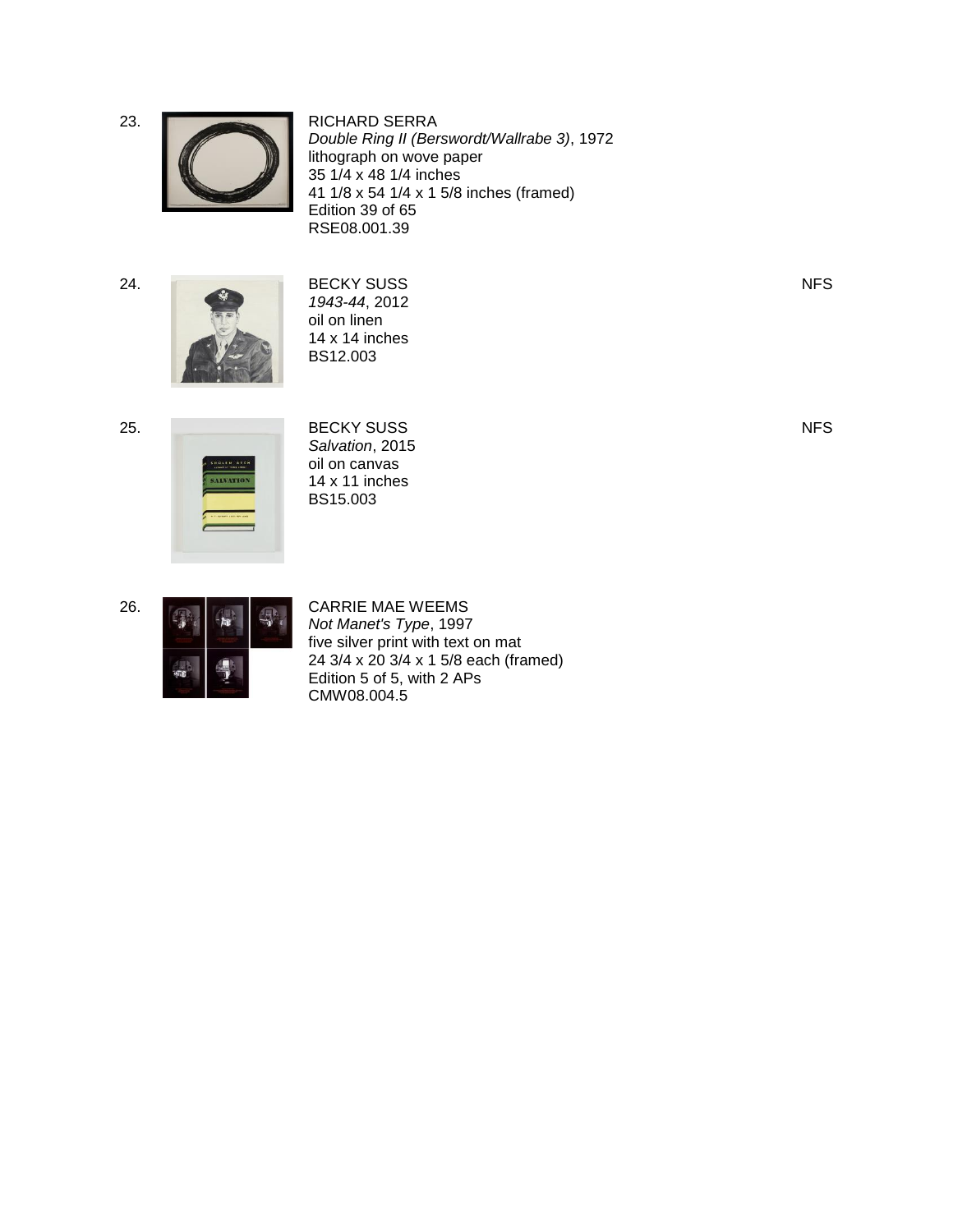23.

RICHARD SERRA
*Double Ring II (Berswordt/Wallrabe 3)*, 1972
lithograph on wove paper
35 1/4 x 48 1/4 inches
41 1/8 x 54 1/4 x 1 5/8 inches (framed)
Edition 39 of 65
RSE08.001.39

24.

BECKY SUSS
*1943-44*, 2012
oil on linen
14 x 14 inches
BS12.003

NFS

25.

BECKY SUSS
*Salvation*, 2015
oil on canvas
14 x 11 inches
BS15.003

NFS

26.

CARRIE MAE WEEMS
*Not Manet's Type*, 1997
five silver print with text on mat
24 3/4 x 20 3/4 x 1 5/8 each (framed)
Edition 5 of 5, with 2 APs
CMW08.004.5